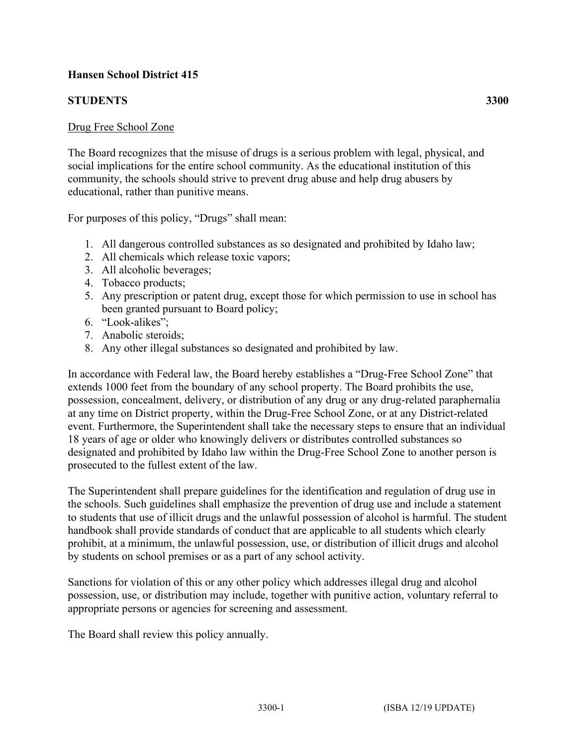**Hansen School District 415**

**STUDENTS** **3300**

Drug Free School Zone

The Board recognizes that the misuse of drugs is a serious problem with legal, physical, and social implications for the entire school community. As the educational institution of this community, the schools should strive to prevent drug abuse and help drug abusers by educational, rather than punitive means.

For purposes of this policy, "Drugs" shall mean:

1. All dangerous controlled substances as so designated and prohibited by Idaho law;
2. All chemicals which release toxic vapors;
3. All alcoholic beverages;
4. Tobacco products;
5. Any prescription or patent drug, except those for which permission to use in school has been granted pursuant to Board policy;
6. "Look-alikes";
7. Anabolic steroids;
8. Any other illegal substances so designated and prohibited by law.

In accordance with Federal law, the Board hereby establishes a "Drug-Free School Zone" that extends 1000 feet from the boundary of any school property. The Board prohibits the use, possession, concealment, delivery, or distribution of any drug or any drug-related paraphernalia at any time on District property, within the Drug-Free School Zone, or at any District-related event. Furthermore, the Superintendent shall take the necessary steps to ensure that an individual 18 years of age or older who knowingly delivers or distributes controlled substances so designated and prohibited by Idaho law within the Drug-Free School Zone to another person is prosecuted to the fullest extent of the law.

The Superintendent shall prepare guidelines for the identification and regulation of drug use in the schools. Such guidelines shall emphasize the prevention of drug use and include a statement to students that use of illicit drugs and the unlawful possession of alcohol is harmful. The student handbook shall provide standards of conduct that are applicable to all students which clearly prohibit, at a minimum, the unlawful possession, use, or distribution of illicit drugs and alcohol by students on school premises or as a part of any school activity.

Sanctions for violation of this or any other policy which addresses illegal drug and alcohol possession, use, or distribution may include, together with punitive action, voluntary referral to appropriate persons or agencies for screening and assessment.

The Board shall review this policy annually.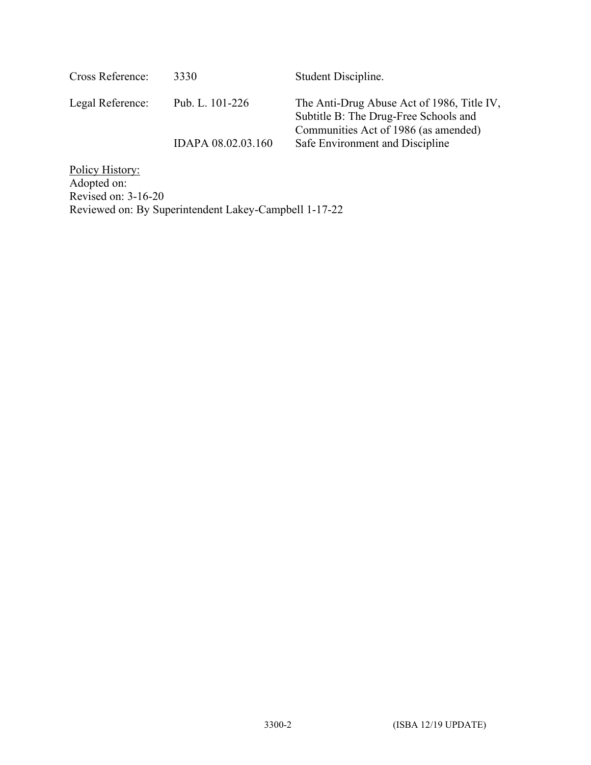| | | |
|---|---|---|
| Cross Reference: | 3330 | Student Discipline. |
| Legal Reference: | Pub. L. 101-226 | The Anti-Drug Abuse Act of 1986, Title IV, Subtitle B: The Drug-Free Schools and Communities Act of 1986 (as amended) |
| | IDAPA 08.02.03.160 | Safe Environment and Discipline |

<u>Policy History:</u>
Adopted on:
Revised on: 3-16-20
Reviewed on: By Superintendent Lakey-Campbell 1-17-22